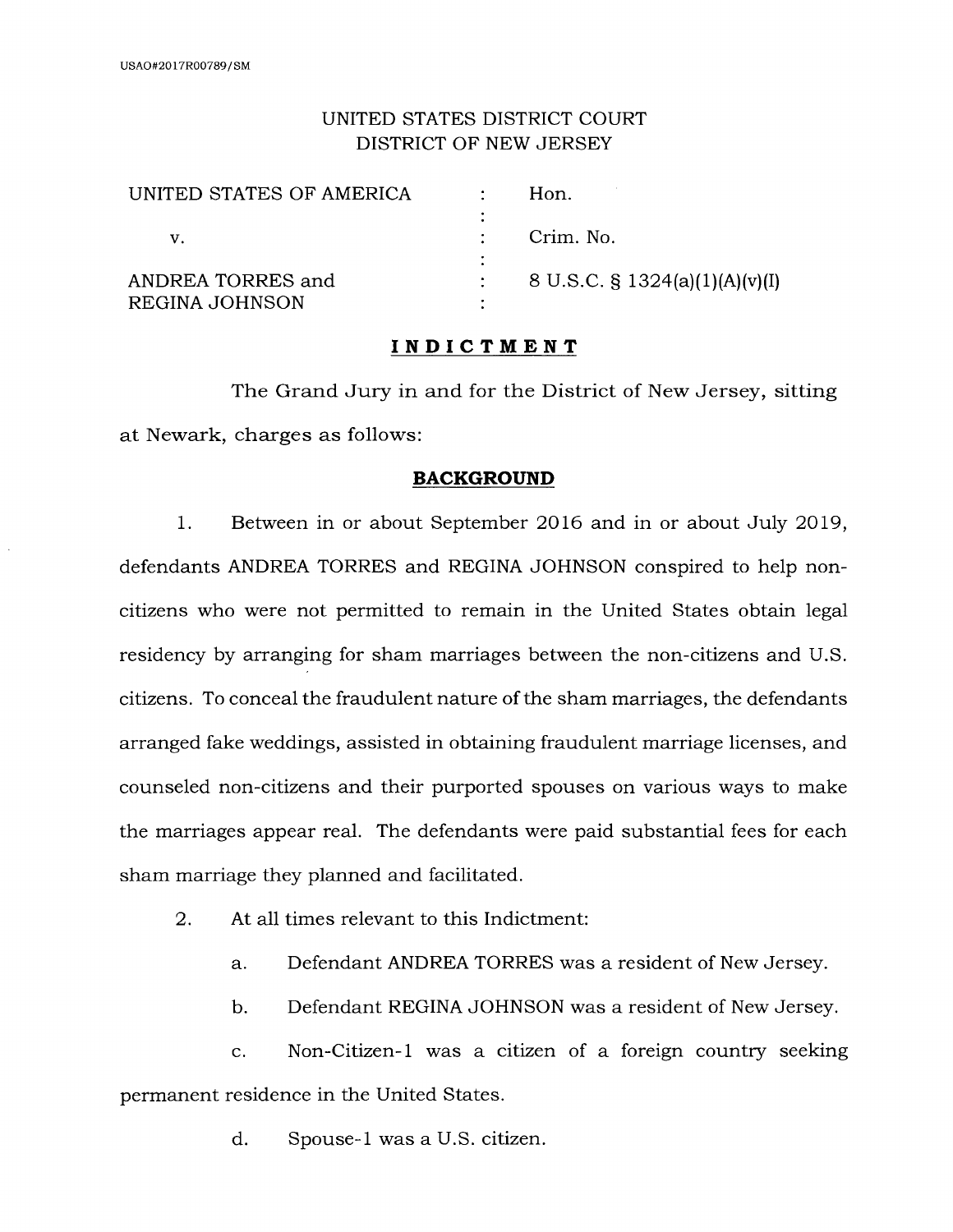USAO#2017R00789/SM

UNITED STATES DISTRICT COURT
DISTRICT OF NEW JERSEY

| | | |
|---|---|---|
| UNITED STATES OF AMERICA | : | Hon. |
| | : | |
| v. | : | Crim. No. |
| | : | |
| ANDREA TORRES and REGINA JOHNSON | : | 8 U.S.C. § 1324(a)(1)(A)(v)(I) |

## INDICTMENT

The Grand Jury in and for the District of New Jersey, sitting at Newark, charges as follows:

### BACKGROUND

1. Between in or about September 2016 and in or about July 2019, defendants ANDREA TORRES and REGINA JOHNSON conspired to help non-citizens who were not permitted to remain in the United States obtain legal residency by arranging for sham marriages between the non-citizens and U.S. citizens. To conceal the fraudulent nature of the sham marriages, the defendants arranged fake weddings, assisted in obtaining fraudulent marriage licenses, and counseled non-citizens and their purported spouses on various ways to make the marriages appear real. The defendants were paid substantial fees for each sham marriage they planned and facilitated.

2. At all times relevant to this Indictment:

   a. Defendant ANDREA TORRES was a resident of New Jersey.

   b. Defendant REGINA JOHNSON was a resident of New Jersey.

   c. Non-Citizen-1 was a citizen of a foreign country seeking permanent residence in the United States.

   d. Spouse-1 was a U.S. citizen.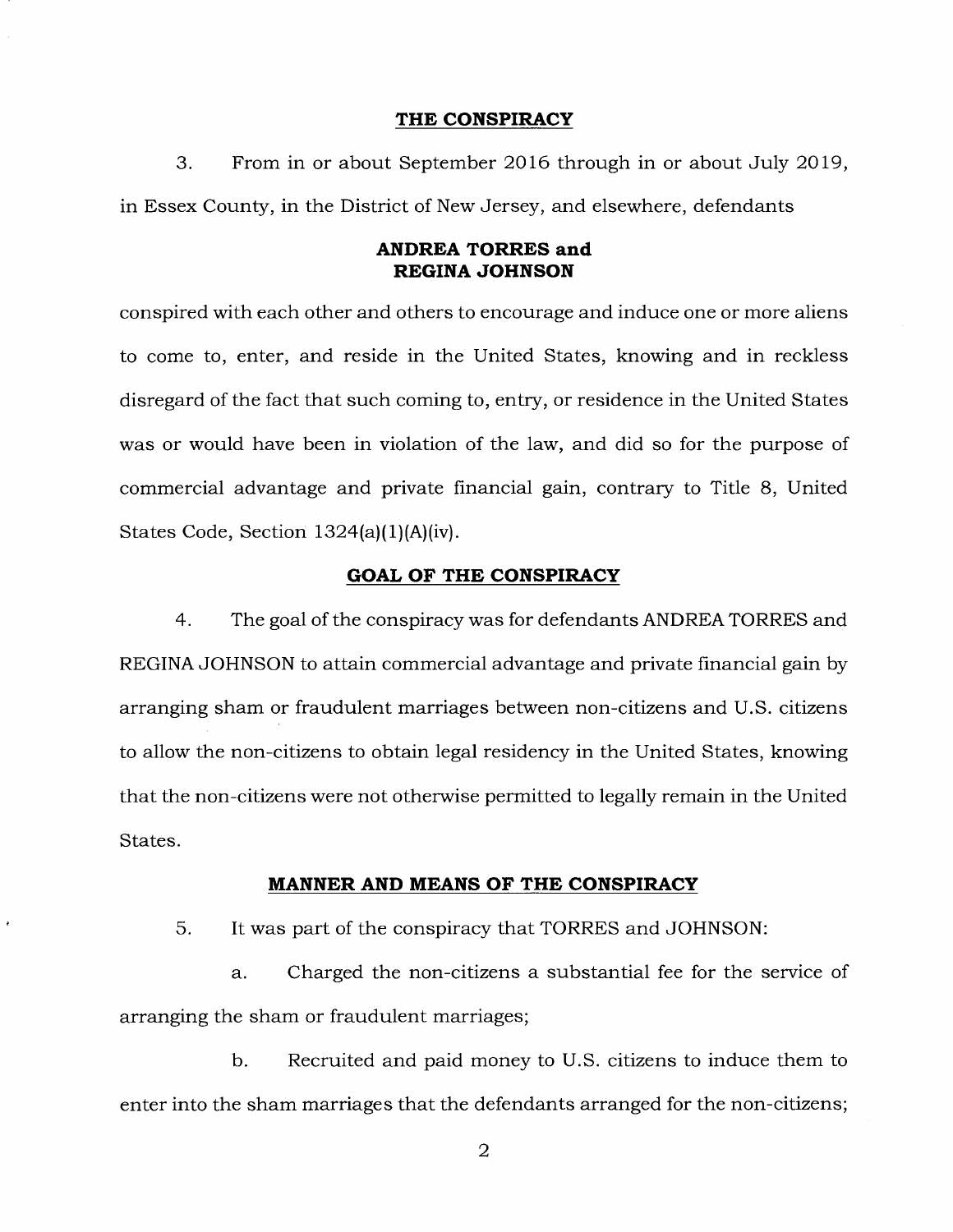## THE CONSPIRACY

3. From in or about September 2016 through in or about July 2019, in Essex County, in the District of New Jersey, and elsewhere, defendants

**ANDREA TORRES and**
**REGINA JOHNSON**

conspired with each other and others to encourage and induce one or more aliens to come to, enter, and reside in the United States, knowing and in reckless disregard of the fact that such coming to, entry, or residence in the United States was or would have been in violation of the law, and did so for the purpose of commercial advantage and private financial gain, contrary to Title 8, United States Code, Section 1324(a)(1)(A)(iv).

## GOAL OF THE CONSPIRACY

4. The goal of the conspiracy was for defendants ANDREA TORRES and REGINA JOHNSON to attain commercial advantage and private financial gain by arranging sham or fraudulent marriages between non-citizens and U.S. citizens to allow the non-citizens to obtain legal residency in the United States, knowing that the non-citizens were not otherwise permitted to legally remain in the United States.

## MANNER AND MEANS OF THE CONSPIRACY

5. It was part of the conspiracy that TORRES and JOHNSON:

a. Charged the non-citizens a substantial fee for the service of arranging the sham or fraudulent marriages;

b. Recruited and paid money to U.S. citizens to induce them to enter into the sham marriages that the defendants arranged for the non-citizens;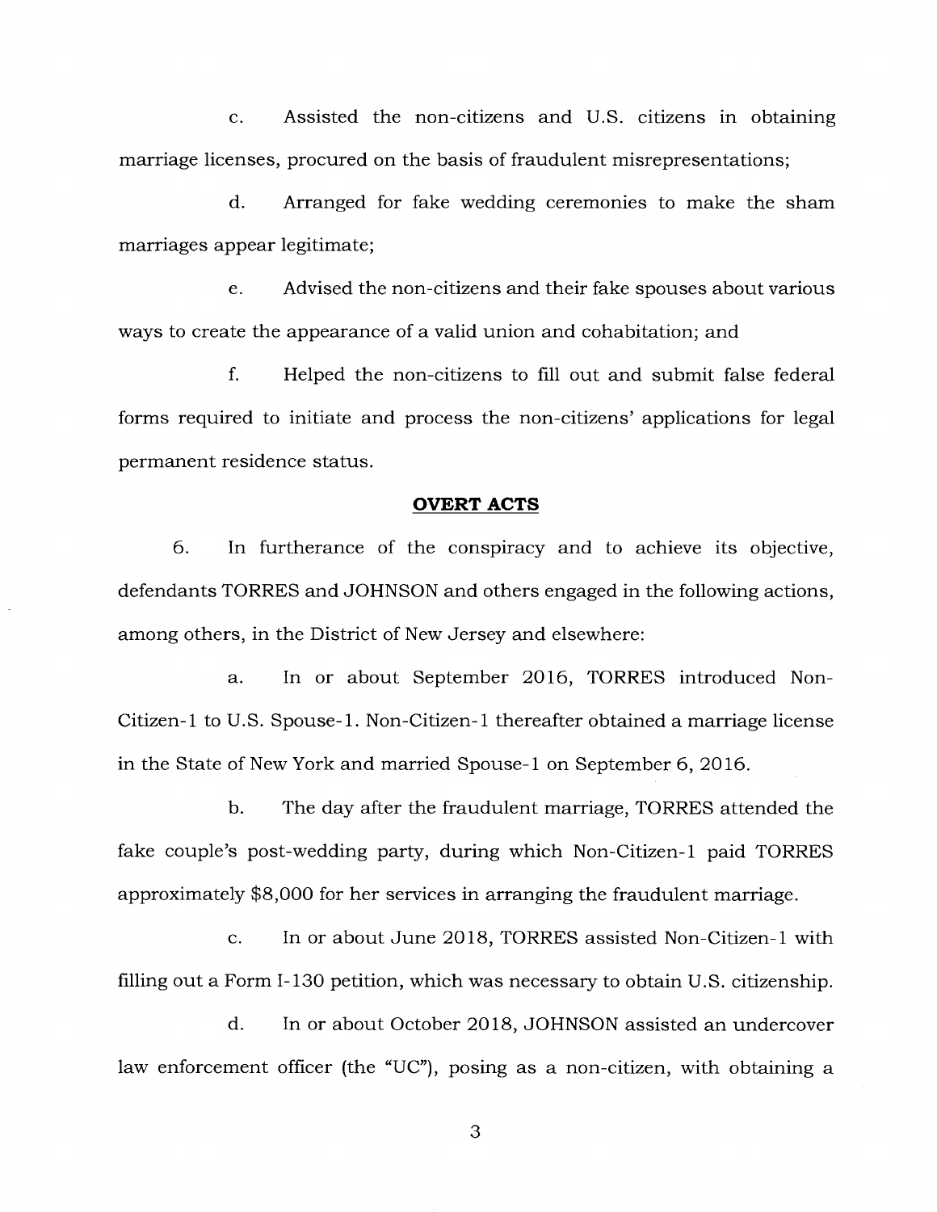c. Assisted the non-citizens and U.S. citizens in obtaining marriage licenses, procured on the basis of fraudulent misrepresentations;

d. Arranged for fake wedding ceremonies to make the sham marriages appear legitimate;

e. Advised the non-citizens and their fake spouses about various ways to create the appearance of a valid union and cohabitation; and

f. Helped the non-citizens to fill out and submit false federal forms required to initiate and process the non-citizens' applications for legal permanent residence status.

**OVERT ACTS**

6. In furtherance of the conspiracy and to achieve its objective, defendants TORRES and JOHNSON and others engaged in the following actions, among others, in the District of New Jersey and elsewhere:

a. In or about September 2016, TORRES introduced Non-Citizen-1 to U.S. Spouse-1. Non-Citizen-1 thereafter obtained a marriage license in the State of New York and married Spouse-1 on September 6, 2016.

b. The day after the fraudulent marriage, TORRES attended the fake couple's post-wedding party, during which Non-Citizen-1 paid TORRES approximately $8,000 for her services in arranging the fraudulent marriage.

c. In or about June 2018, TORRES assisted Non-Citizen-1 with filling out a Form I-130 petition, which was necessary to obtain U.S. citizenship.

d. In or about October 2018, JOHNSON assisted an undercover law enforcement officer (the "UC"), posing as a non-citizen, with obtaining a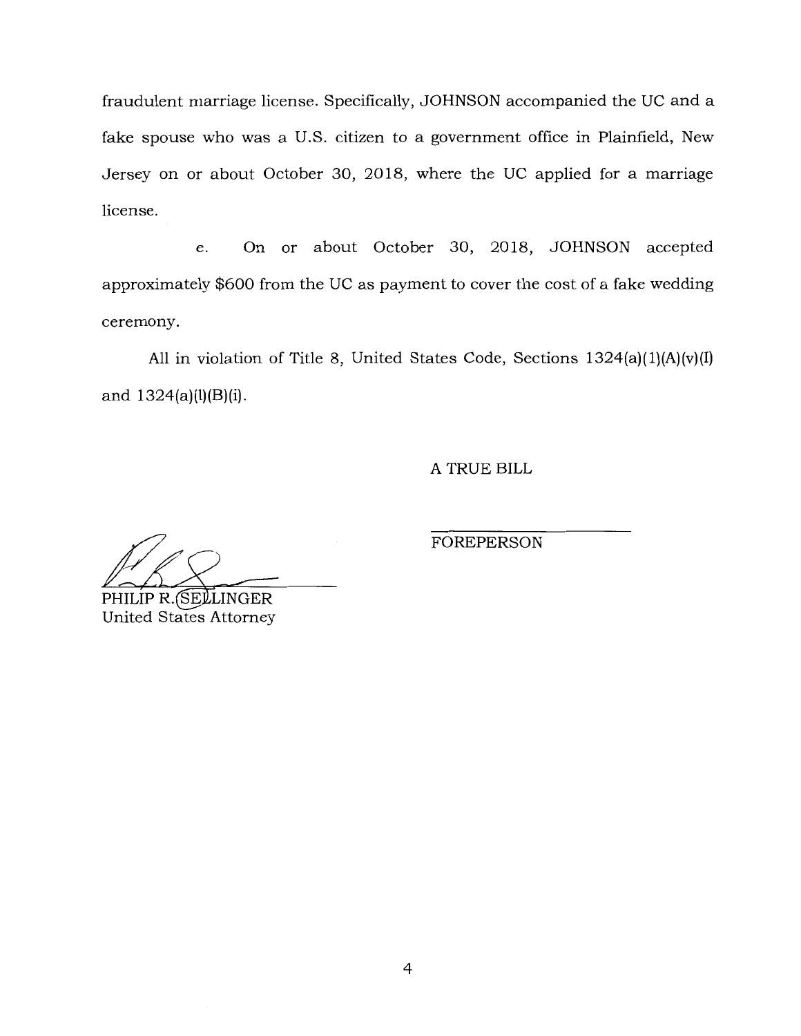fraudulent marriage license. Specifically, JOHNSON accompanied the UC and a fake spouse who was a U.S. citizen to a government office in Plainfield, New Jersey on or about October 30, 2018, where the UC applied for a marriage license.

e. On or about October 30, 2018, JOHNSON accepted approximately $600 from the UC as payment to cover the cost of a fake wedding ceremony.

All in violation of Title 8, United States Code, Sections 1324(a)(1)(A)(v)(I) and 1324(a)(l)(B)(i).

A TRUE BILL

FOREPERSON

PHILIP R. SELLINGER
United States Attorney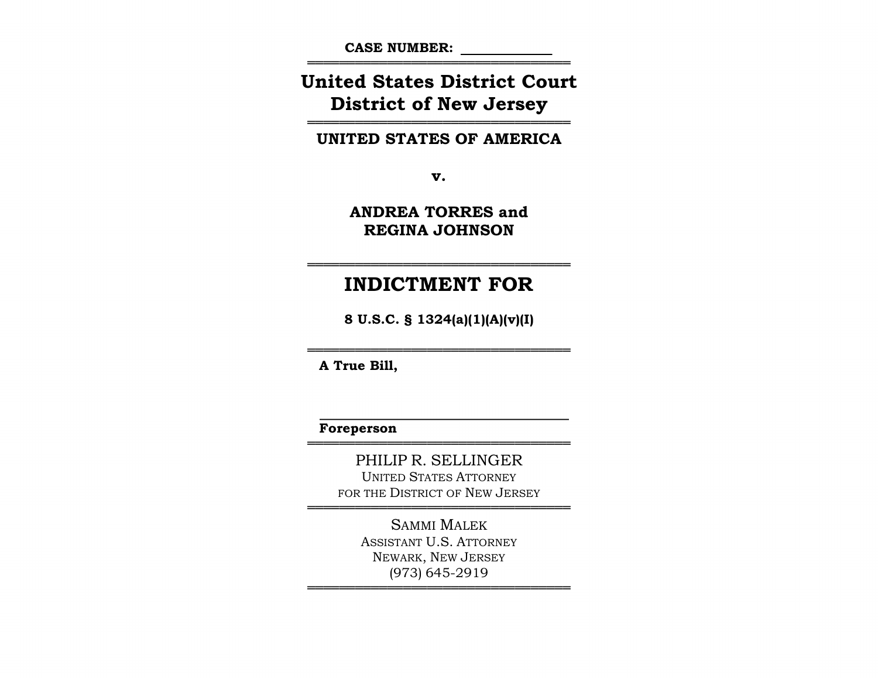**CASE NUMBER: ____________**

# United States District Court
# District of New Jersey

**UNITED STATES OF AMERICA**

**v.**

**ANDREA TORRES and**
**REGINA JOHNSON**

## INDICTMENT FOR

**8 U.S.C. § 1324(a)(1)(A)(v)(I)**

**A True Bill,**

________________________________
**Foreperson**

PHILIP R. SELLINGER
UNITED STATES ATTORNEY
FOR THE DISTRICT OF NEW JERSEY

SAMMI MALEK
ASSISTANT U.S. ATTORNEY
NEWARK, NEW JERSEY
(973) 645-2919